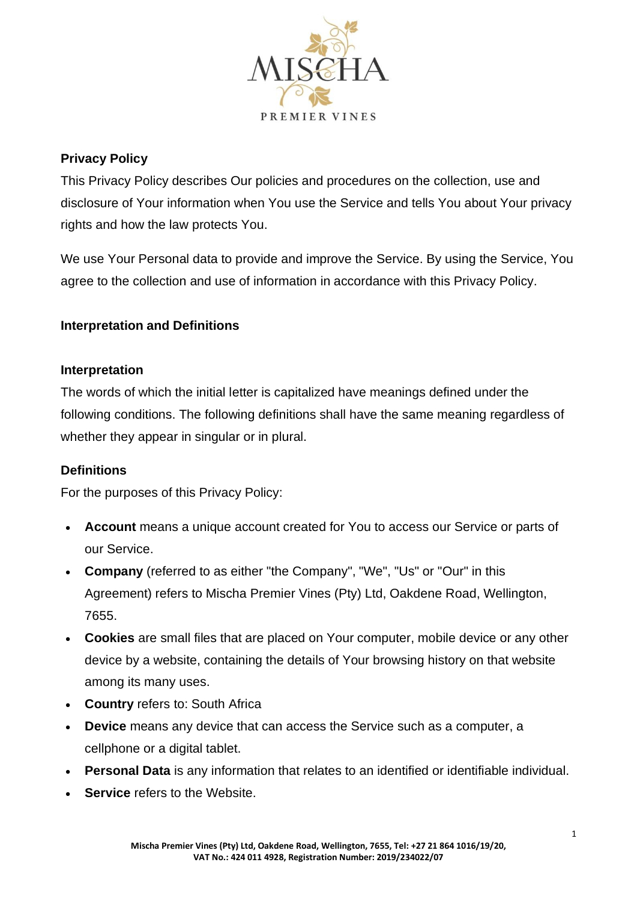## Privacy Policy

This Privacy Policy describes Our policies and procedures on the collection, use and disclosure of Your information when You use the Service and tells You about Your privacy rights and how the law protects You.

We use Your Personal data to provide and improve the Service. By using the Service, You agree to the collection and use of information in accordance with this Privacy Policy.

## Interpretation and Definitions

### Interpretation

The words of which the initial letter is capitalized have meanings defined under the following conditions. The following definitions shall have the same meaning regardless of whether they appear in singular or in plural.

### Definitions

For the purposes of this Privacy Policy:

- **Account** means a unique account created for You to access our Service or parts of our Service.
- **Company** (referred to as either "the Company", "We", "Us" or "Our" in this Agreement) refers to Mischa Premier Vines (Pty) Ltd, Oakdene Road, Wellington, 7655.
- **Cookies** are small files that are placed on Your computer, mobile device or any other device by a website, containing the details of Your browsing history on that website among its many uses.
- **Country** refers to: South Africa
- **Device** means any device that can access the Service such as a computer, a cellphone or a digital tablet.
- **Personal Data** is any information that relates to an identified or identifiable individual.
- **Service** refers to the Website.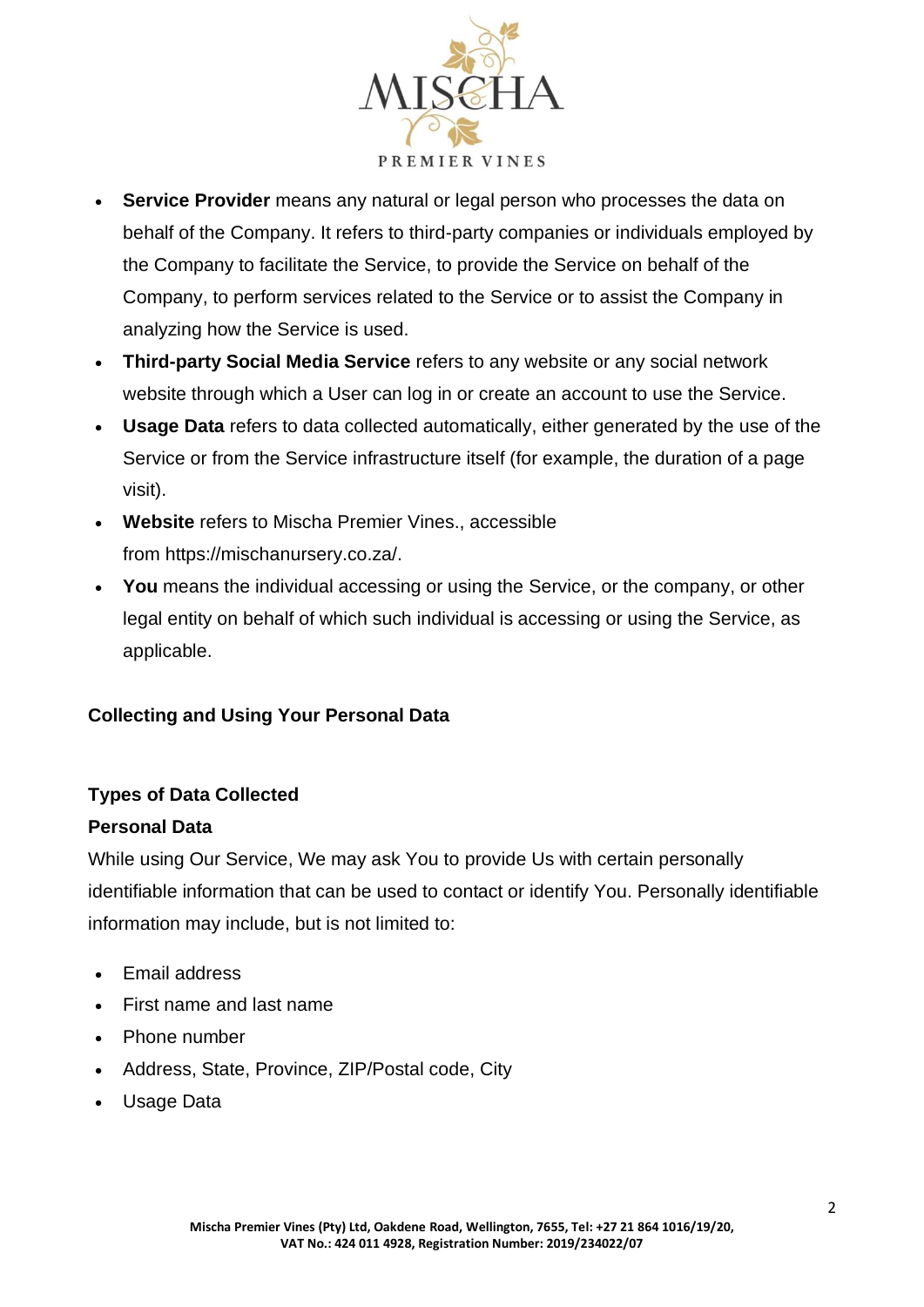- **Service Provider** means any natural or legal person who processes the data on behalf of the Company. It refers to third-party companies or individuals employed by the Company to facilitate the Service, to provide the Service on behalf of the Company, to perform services related to the Service or to assist the Company in analyzing how the Service is used.
- **Third-party Social Media Service** refers to any website or any social network website through which a User can log in or create an account to use the Service.
- **Usage Data** refers to data collected automatically, either generated by the use of the Service or from the Service infrastructure itself (for example, the duration of a page visit).
- **Website** refers to Mischa Premier Vines., accessible from https://mischanursery.co.za/.
- **You** means the individual accessing or using the Service, or the company, or other legal entity on behalf of which such individual is accessing or using the Service, as applicable.

## Collecting and Using Your Personal Data

### Types of Data Collected

#### Personal Data

While using Our Service, We may ask You to provide Us with certain personally identifiable information that can be used to contact or identify You. Personally identifiable information may include, but is not limited to:

- Email address
- First name and last name
- Phone number
- Address, State, Province, ZIP/Postal code, City
- Usage Data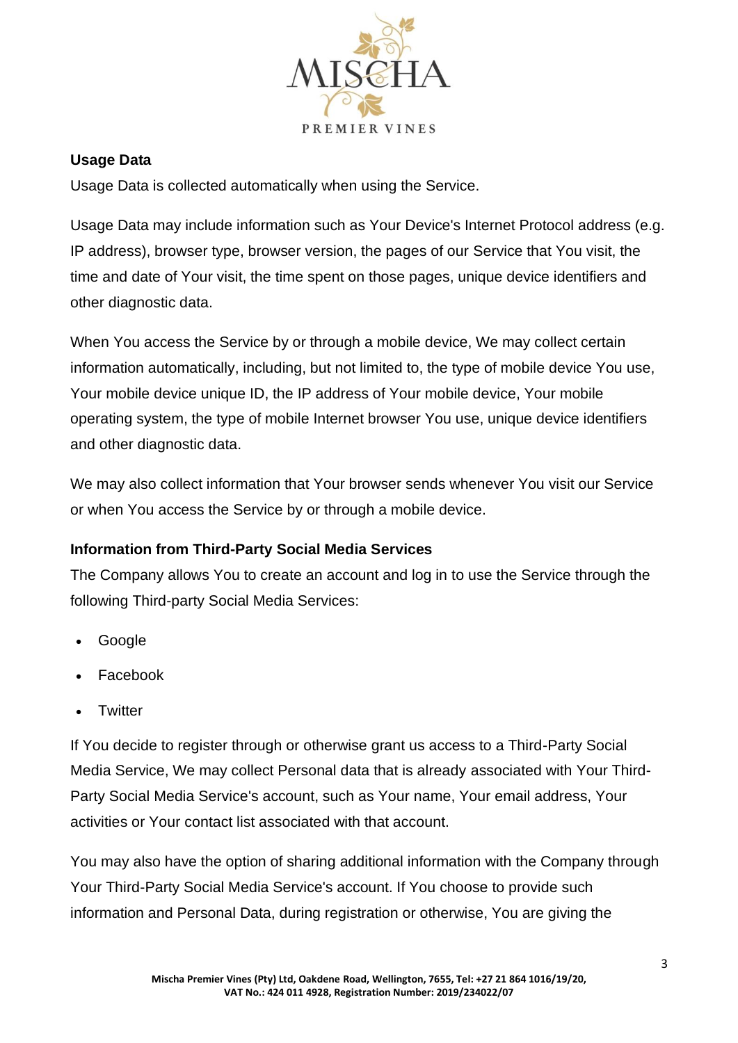### Usage Data

Usage Data is collected automatically when using the Service.

Usage Data may include information such as Your Device's Internet Protocol address (e.g. IP address), browser type, browser version, the pages of our Service that You visit, the time and date of Your visit, the time spent on those pages, unique device identifiers and other diagnostic data.

When You access the Service by or through a mobile device, We may collect certain information automatically, including, but not limited to, the type of mobile device You use, Your mobile device unique ID, the IP address of Your mobile device, Your mobile operating system, the type of mobile Internet browser You use, unique device identifiers and other diagnostic data.

We may also collect information that Your browser sends whenever You visit our Service or when You access the Service by or through a mobile device.

### Information from Third-Party Social Media Services

The Company allows You to create an account and log in to use the Service through the following Third-party Social Media Services:

- Google
- Facebook
- Twitter

If You decide to register through or otherwise grant us access to a Third-Party Social Media Service, We may collect Personal data that is already associated with Your Third-Party Social Media Service's account, such as Your name, Your email address, Your activities or Your contact list associated with that account.

You may also have the option of sharing additional information with the Company through Your Third-Party Social Media Service's account. If You choose to provide such information and Personal Data, during registration or otherwise, You are giving the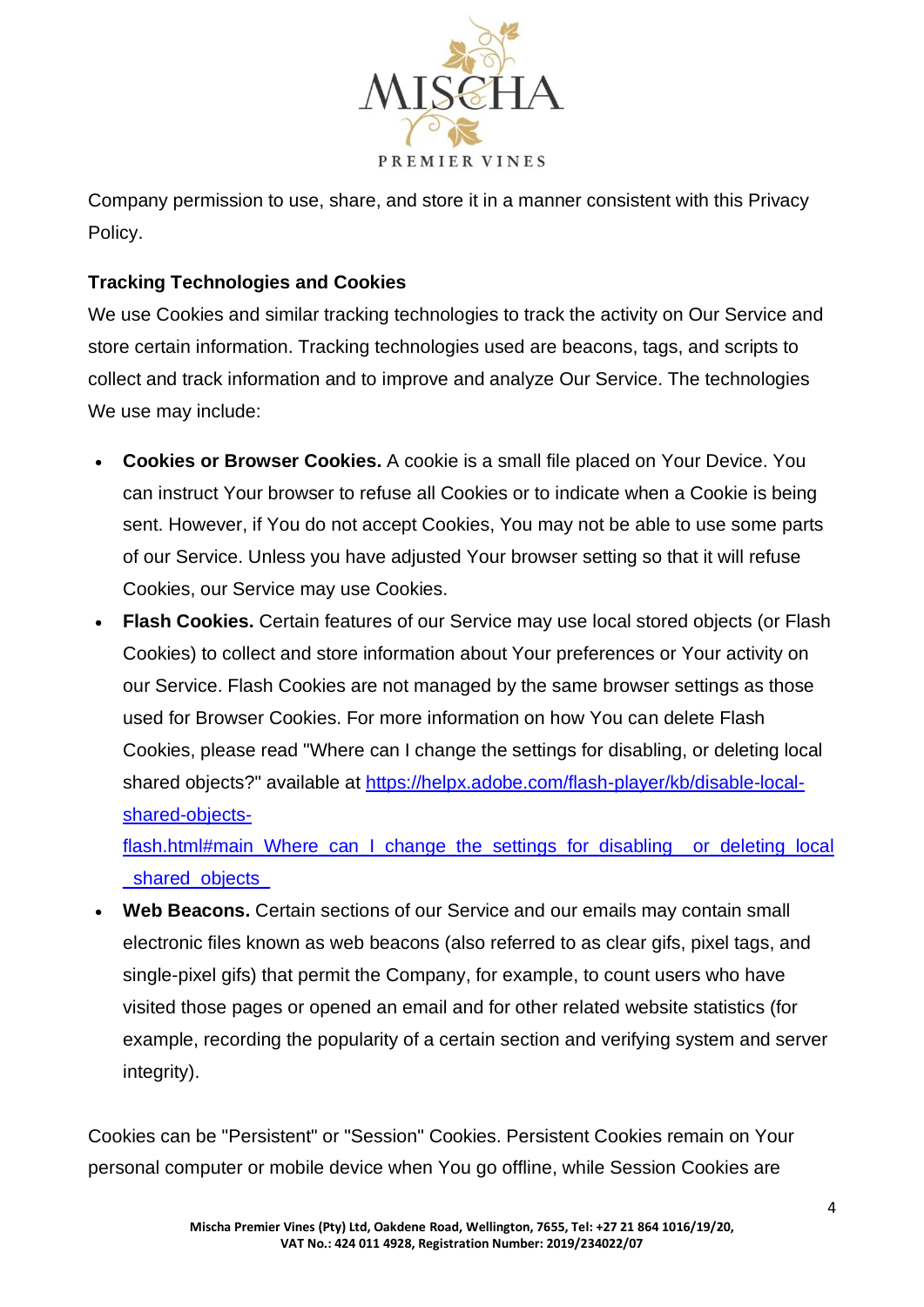Company permission to use, share, and store it in a manner consistent with this Privacy Policy.

**Tracking Technologies and Cookies**

We use Cookies and similar tracking technologies to track the activity on Our Service and store certain information. Tracking technologies used are beacons, tags, and scripts to collect and track information and to improve and analyze Our Service. The technologies We use may include:

- **Cookies or Browser Cookies.** A cookie is a small file placed on Your Device. You can instruct Your browser to refuse all Cookies or to indicate when a Cookie is being sent. However, if You do not accept Cookies, You may not be able to use some parts of our Service. Unless you have adjusted Your browser setting so that it will refuse Cookies, our Service may use Cookies.
- **Flash Cookies.** Certain features of our Service may use local stored objects (or Flash Cookies) to collect and store information about Your preferences or Your activity on our Service. Flash Cookies are not managed by the same browser settings as those used for Browser Cookies. For more information on how You can delete Flash Cookies, please read "Where can I change the settings for disabling, or deleting local shared objects?" available at https://helpx.adobe.com/flash-player/kb/disable-local-shared-objects-flash.html#main_Where_can_I_change_the_settings_for_disabling__or_deleting_local_shared_objects_
- **Web Beacons.** Certain sections of our Service and our emails may contain small electronic files known as web beacons (also referred to as clear gifs, pixel tags, and single-pixel gifs) that permit the Company, for example, to count users who have visited those pages or opened an email and for other related website statistics (for example, recording the popularity of a certain section and verifying system and server integrity).

Cookies can be "Persistent" or "Session" Cookies. Persistent Cookies remain on Your personal computer or mobile device when You go offline, while Session Cookies are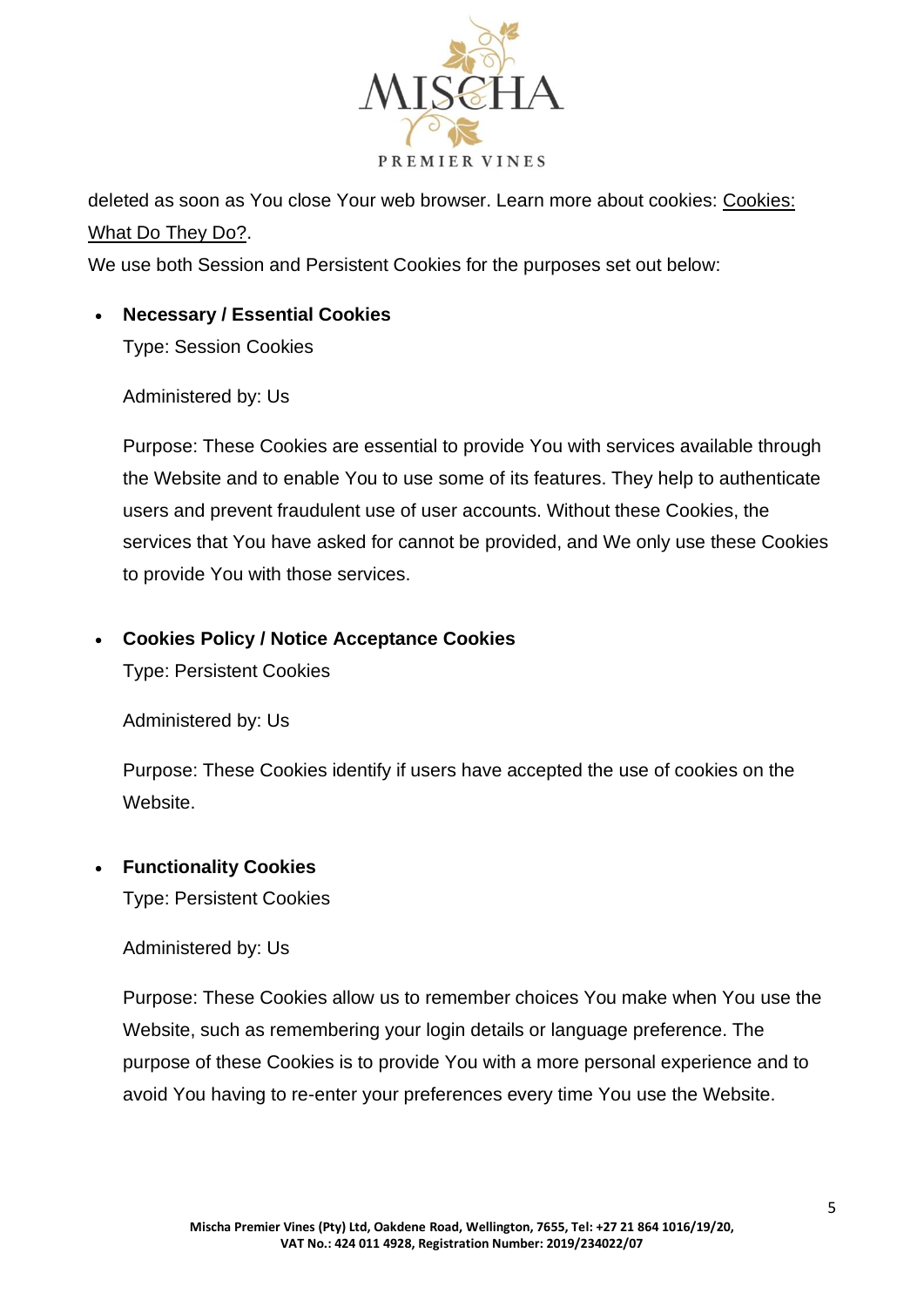deleted as soon as You close Your web browser. Learn more about cookies: Cookies: What Do They Do?.

We use both Session and Persistent Cookies for the purposes set out below:

- **Necessary / Essential Cookies**

  Type: Session Cookies

  Administered by: Us

  Purpose: These Cookies are essential to provide You with services available through the Website and to enable You to use some of its features. They help to authenticate users and prevent fraudulent use of user accounts. Without these Cookies, the services that You have asked for cannot be provided, and We only use these Cookies to provide You with those services.

- **Cookies Policy / Notice Acceptance Cookies**

  Type: Persistent Cookies

  Administered by: Us

  Purpose: These Cookies identify if users have accepted the use of cookies on the Website.

- **Functionality Cookies**

  Type: Persistent Cookies

  Administered by: Us

  Purpose: These Cookies allow us to remember choices You make when You use the Website, such as remembering your login details or language preference. The purpose of these Cookies is to provide You with a more personal experience and to avoid You having to re-enter your preferences every time You use the Website.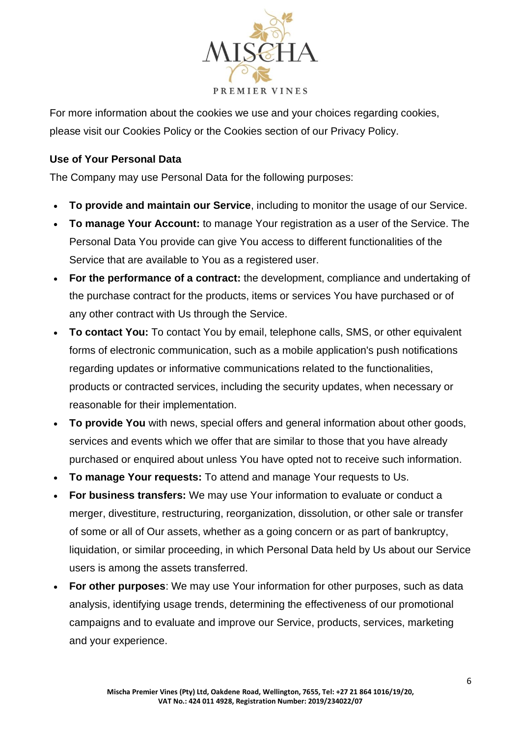For more information about the cookies we use and your choices regarding cookies, please visit our Cookies Policy or the Cookies section of our Privacy Policy.

**Use of Your Personal Data**

The Company may use Personal Data for the following purposes:

- **To provide and maintain our Service**, including to monitor the usage of our Service.
- **To manage Your Account:** to manage Your registration as a user of the Service. The Personal Data You provide can give You access to different functionalities of the Service that are available to You as a registered user.
- **For the performance of a contract:** the development, compliance and undertaking of the purchase contract for the products, items or services You have purchased or of any other contract with Us through the Service.
- **To contact You:** To contact You by email, telephone calls, SMS, or other equivalent forms of electronic communication, such as a mobile application's push notifications regarding updates or informative communications related to the functionalities, products or contracted services, including the security updates, when necessary or reasonable for their implementation.
- **To provide You** with news, special offers and general information about other goods, services and events which we offer that are similar to those that you have already purchased or enquired about unless You have opted not to receive such information.
- **To manage Your requests:** To attend and manage Your requests to Us.
- **For business transfers:** We may use Your information to evaluate or conduct a merger, divestiture, restructuring, reorganization, dissolution, or other sale or transfer of some or all of Our assets, whether as a going concern or as part of bankruptcy, liquidation, or similar proceeding, in which Personal Data held by Us about our Service users is among the assets transferred.
- **For other purposes**: We may use Your information for other purposes, such as data analysis, identifying usage trends, determining the effectiveness of our promotional campaigns and to evaluate and improve our Service, products, services, marketing and your experience.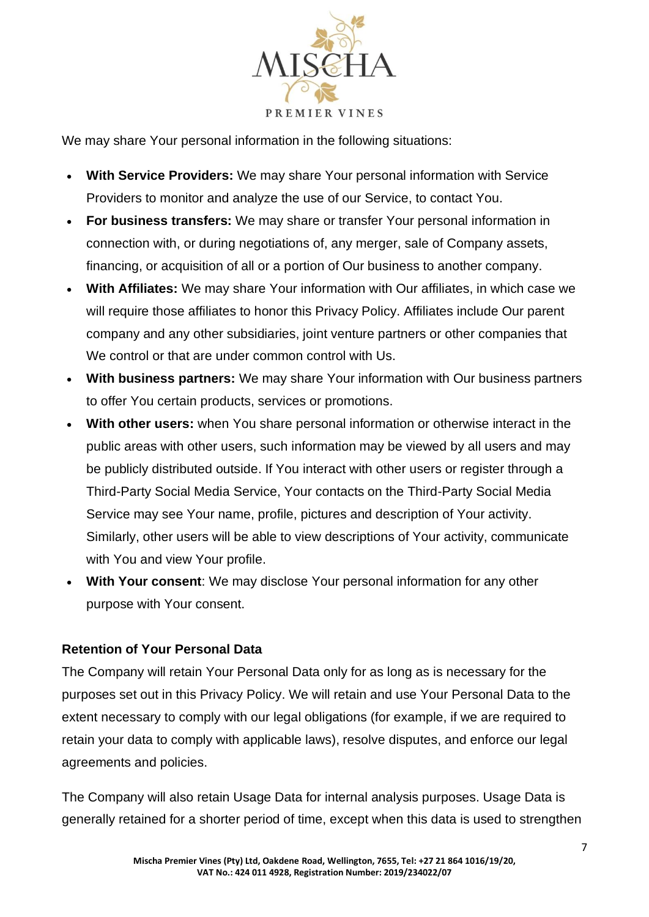We may share Your personal information in the following situations:

- **With Service Providers:** We may share Your personal information with Service Providers to monitor and analyze the use of our Service, to contact You.
- **For business transfers:** We may share or transfer Your personal information in connection with, or during negotiations of, any merger, sale of Company assets, financing, or acquisition of all or a portion of Our business to another company.
- **With Affiliates:** We may share Your information with Our affiliates, in which case we will require those affiliates to honor this Privacy Policy. Affiliates include Our parent company and any other subsidiaries, joint venture partners or other companies that We control or that are under common control with Us.
- **With business partners:** We may share Your information with Our business partners to offer You certain products, services or promotions.
- **With other users:** when You share personal information or otherwise interact in the public areas with other users, such information may be viewed by all users and may be publicly distributed outside. If You interact with other users or register through a Third-Party Social Media Service, Your contacts on the Third-Party Social Media Service may see Your name, profile, pictures and description of Your activity. Similarly, other users will be able to view descriptions of Your activity, communicate with You and view Your profile.
- **With Your consent**: We may disclose Your personal information for any other purpose with Your consent.

**Retention of Your Personal Data**

The Company will retain Your Personal Data only for as long as is necessary for the purposes set out in this Privacy Policy. We will retain and use Your Personal Data to the extent necessary to comply with our legal obligations (for example, if we are required to retain your data to comply with applicable laws), resolve disputes, and enforce our legal agreements and policies.

The Company will also retain Usage Data for internal analysis purposes. Usage Data is generally retained for a shorter period of time, except when this data is used to strengthen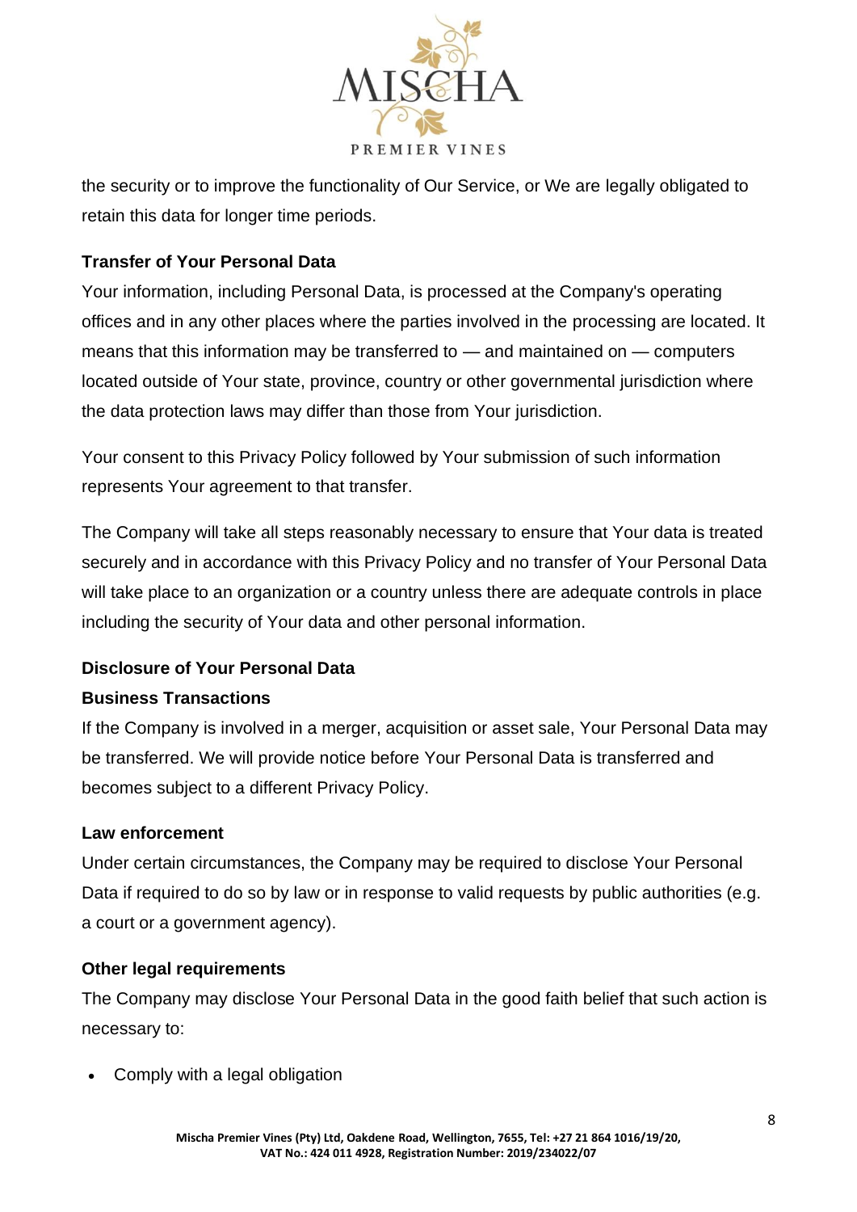the security or to improve the functionality of Our Service, or We are legally obligated to retain this data for longer time periods.

**Transfer of Your Personal Data**

Your information, including Personal Data, is processed at the Company's operating offices and in any other places where the parties involved in the processing are located. It means that this information may be transferred to — and maintained on — computers located outside of Your state, province, country or other governmental jurisdiction where the data protection laws may differ than those from Your jurisdiction.

Your consent to this Privacy Policy followed by Your submission of such information represents Your agreement to that transfer.

The Company will take all steps reasonably necessary to ensure that Your data is treated securely and in accordance with this Privacy Policy and no transfer of Your Personal Data will take place to an organization or a country unless there are adequate controls in place including the security of Your data and other personal information.

**Disclosure of Your Personal Data**

**Business Transactions**

If the Company is involved in a merger, acquisition or asset sale, Your Personal Data may be transferred. We will provide notice before Your Personal Data is transferred and becomes subject to a different Privacy Policy.

**Law enforcement**

Under certain circumstances, the Company may be required to disclose Your Personal Data if required to do so by law or in response to valid requests by public authorities (e.g. a court or a government agency).

**Other legal requirements**

The Company may disclose Your Personal Data in the good faith belief that such action is necessary to:

- Comply with a legal obligation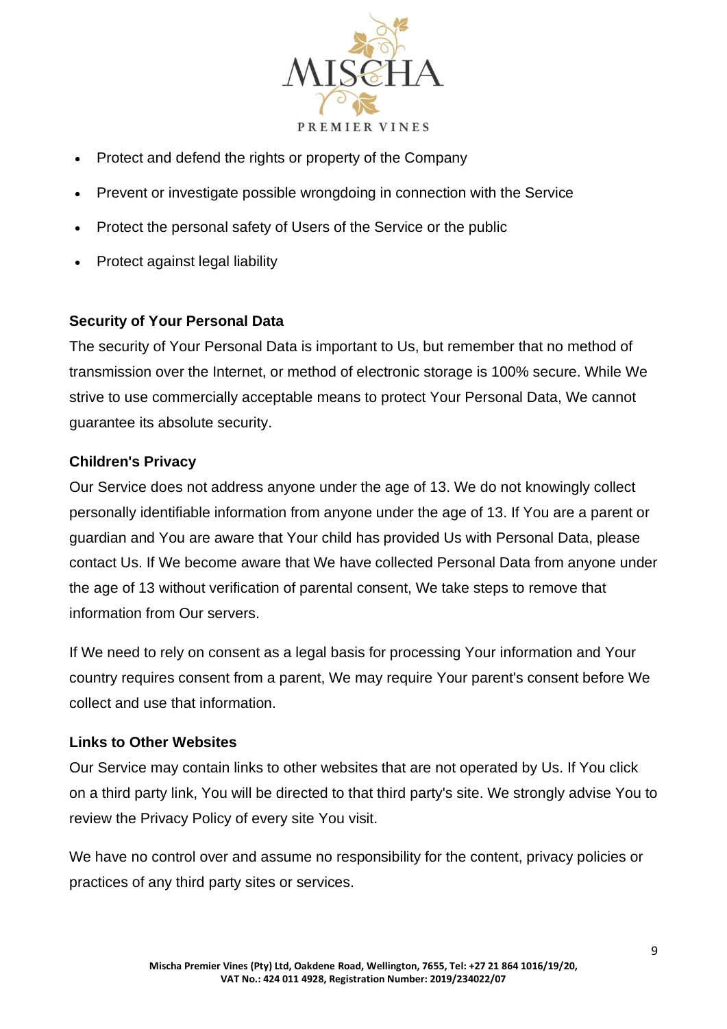- Protect and defend the rights or property of the Company
- Prevent or investigate possible wrongdoing in connection with the Service
- Protect the personal safety of Users of the Service or the public
- Protect against legal liability

**Security of Your Personal Data**

The security of Your Personal Data is important to Us, but remember that no method of transmission over the Internet, or method of electronic storage is 100% secure. While We strive to use commercially acceptable means to protect Your Personal Data, We cannot guarantee its absolute security.

**Children's Privacy**

Our Service does not address anyone under the age of 13. We do not knowingly collect personally identifiable information from anyone under the age of 13. If You are a parent or guardian and You are aware that Your child has provided Us with Personal Data, please contact Us. If We become aware that We have collected Personal Data from anyone under the age of 13 without verification of parental consent, We take steps to remove that information from Our servers.

If We need to rely on consent as a legal basis for processing Your information and Your country requires consent from a parent, We may require Your parent's consent before We collect and use that information.

**Links to Other Websites**

Our Service may contain links to other websites that are not operated by Us. If You click on a third party link, You will be directed to that third party's site. We strongly advise You to review the Privacy Policy of every site You visit.

We have no control over and assume no responsibility for the content, privacy policies or practices of any third party sites or services.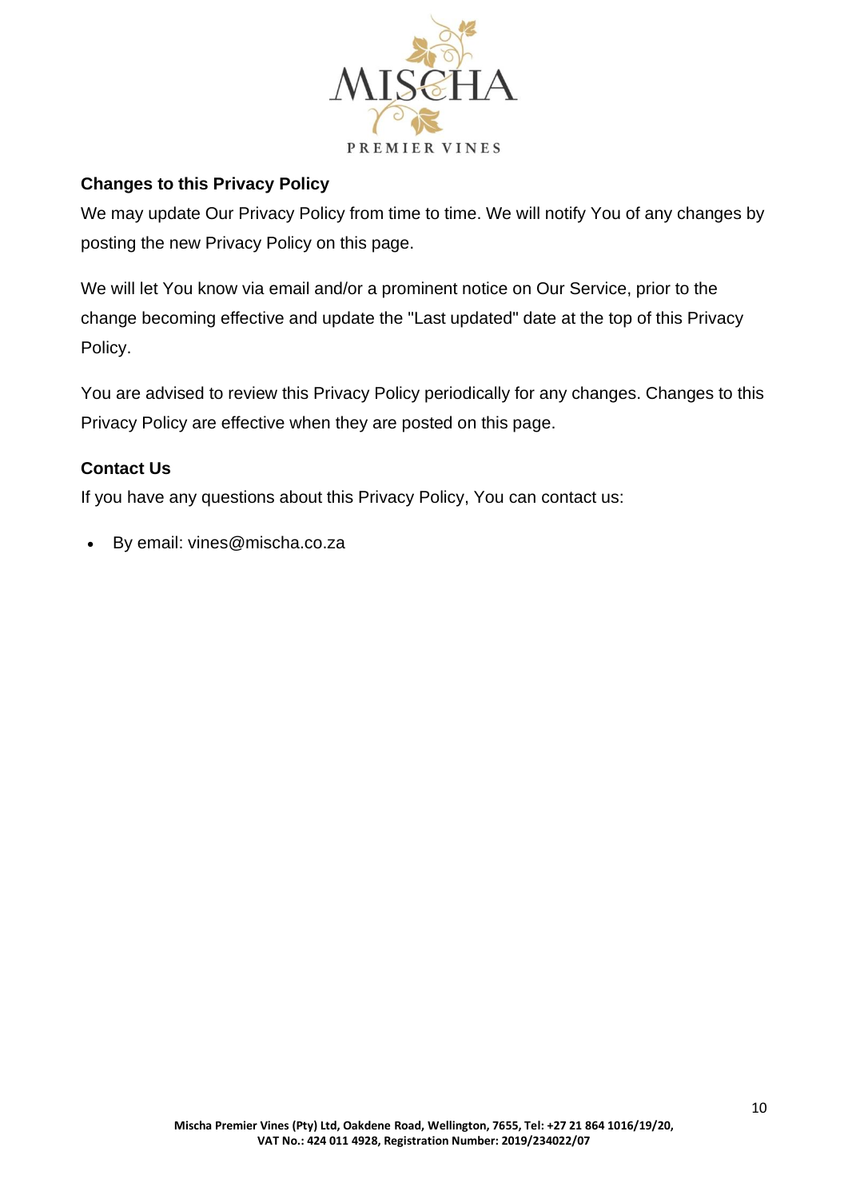## Changes to this Privacy Policy

We may update Our Privacy Policy from time to time. We will notify You of any changes by posting the new Privacy Policy on this page.

We will let You know via email and/or a prominent notice on Our Service, prior to the change becoming effective and update the "Last updated" date at the top of this Privacy Policy.

You are advised to review this Privacy Policy periodically for any changes. Changes to this Privacy Policy are effective when they are posted on this page.

## Contact Us

If you have any questions about this Privacy Policy, You can contact us:

- By email: vines@mischa.co.za